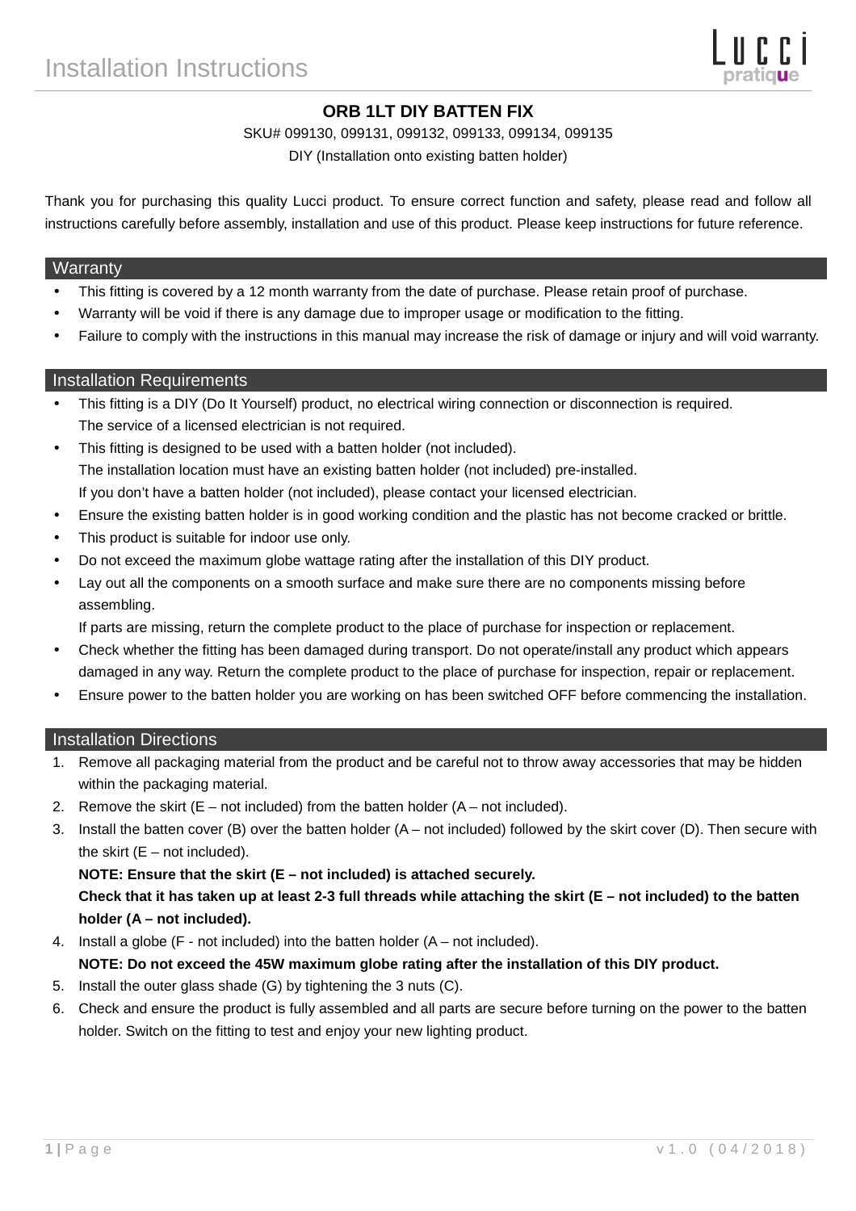# Installation Instructions

**ORB 1LT DIY BATTEN FIX**

SKU# 099130, 099131, 099132, 099133, 099134, 099135

DIY (Installation onto existing batten holder)

Thank you for purchasing this quality Lucci product. To ensure correct function and safety, please read and follow all instructions carefully before assembly, installation and use of this product. Please keep instructions for future reference.

## Warranty

- This fitting is covered by a 12 month warranty from the date of purchase. Please retain proof of purchase.
- Warranty will be void if there is any damage due to improper usage or modification to the fitting.
- Failure to comply with the instructions in this manual may increase the risk of damage or injury and will void warranty.

## Installation Requirements

- This fitting is a DIY (Do It Yourself) product, no electrical wiring connection or disconnection is required. The service of a licensed electrician is not required.
- This fitting is designed to be used with a batten holder (not included). The installation location must have an existing batten holder (not included) pre-installed. If you don't have a batten holder (not included), please contact your licensed electrician.
- Ensure the existing batten holder is in good working condition and the plastic has not become cracked or brittle.
- This product is suitable for indoor use only.
- Do not exceed the maximum globe wattage rating after the installation of this DIY product.
- Lay out all the components on a smooth surface and make sure there are no components missing before assembling. If parts are missing, return the complete product to the place of purchase for inspection or replacement.
- Check whether the fitting has been damaged during transport. Do not operate/install any product which appears damaged in any way. Return the complete product to the place of purchase for inspection, repair or replacement.
- Ensure power to the batten holder you are working on has been switched OFF before commencing the installation.

## Installation Directions

1. Remove all packaging material from the product and be careful not to throw away accessories that may be hidden within the packaging material.
2. Remove the skirt (E – not included) from the batten holder (A – not included).
3. Install the batten cover (B) over the batten holder (A – not included) followed by the skirt cover (D). Then secure with the skirt (E – not included).
   **NOTE: Ensure that the skirt (E – not included) is attached securely.**
   **Check that it has taken up at least 2-3 full threads while attaching the skirt (E – not included) to the batten holder (A – not included).**
4. Install a globe (F - not included) into the batten holder (A – not included).
   **NOTE: Do not exceed the 45W maximum globe rating after the installation of this DIY product.**
5. Install the outer glass shade (G) by tightening the 3 nuts (C).
6. Check and ensure the product is fully assembled and all parts are secure before turning on the power to the batten holder. Switch on the fitting to test and enjoy your new lighting product.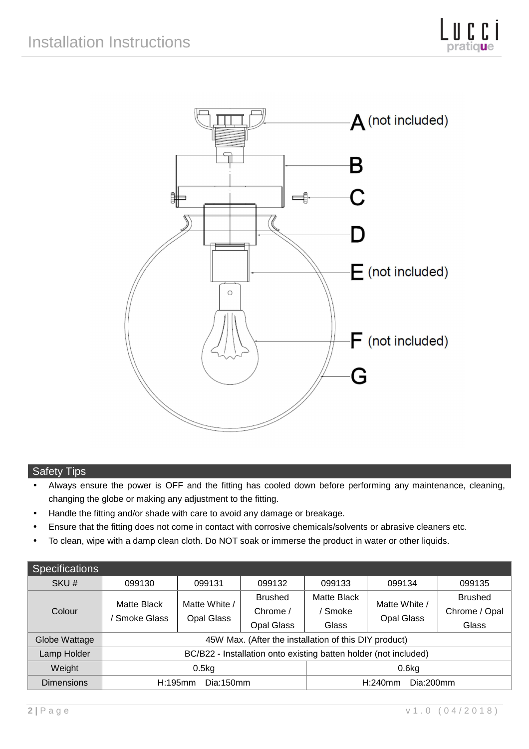# Installation Instructions

A (not included)

B

C

D

E (not included)

F (not included)

G

## Safety Tips

- Always ensure the power is OFF and the fitting has cooled down before performing any maintenance, cleaning, changing the globe or making any adjustment to the fitting.
- Handle the fitting and/or shade with care to avoid any damage or breakage.
- Ensure that the fitting does not come in contact with corrosive chemicals/solvents or abrasive cleaners etc.
- To clean, wipe with a damp clean cloth. Do NOT soak or immerse the product in water or other liquids.

## Specifications

| SKU # | 099130 | 099131 | 099132 | 099133 | 099134 | 099135 |
|---|---|---|---|---|---|---|
| Colour | Matte Black / Smoke Glass | Matte White / Opal Glass | Brushed Chrome / Opal Glass | Matte Black / Smoke Glass | Matte White / Opal Glass | Brushed Chrome / Opal Glass |
| Globe Wattage | 45W Max. (After the installation of this DIY product) | | | | | |
| Lamp Holder | BC/B22 - Installation onto existing batten holder (not included) | | | | | |
| Weight | 0.5kg | | | 0.6kg | | |
| Dimensions | H:195mm Dia:150mm | | | H:240mm Dia:200mm | | |